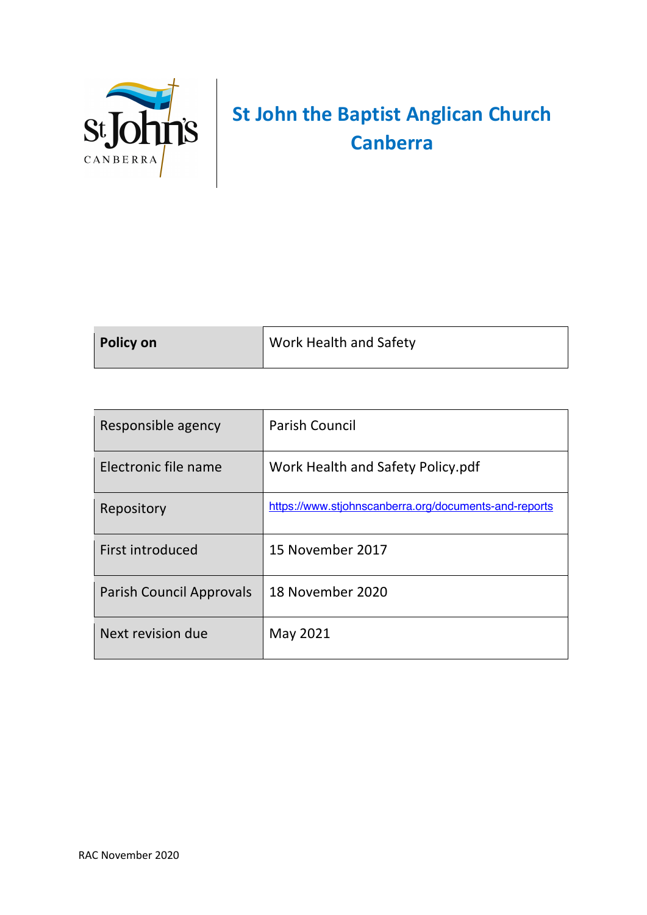# St John the Baptist Anglican Church Canberra

| **Policy on** | Work Health and Safety |
|---|---|

| Responsible agency | Parish Council |
|---|---|
| Electronic file name | Work Health and Safety Policy.pdf |
| Repository | https://www.stjohnscanberra.org/documents-and-reports |
| First introduced | 15 November 2017 |
| Parish Council Approvals | 18 November 2020 |
| Next revision due | May 2021 |

RAC November 2020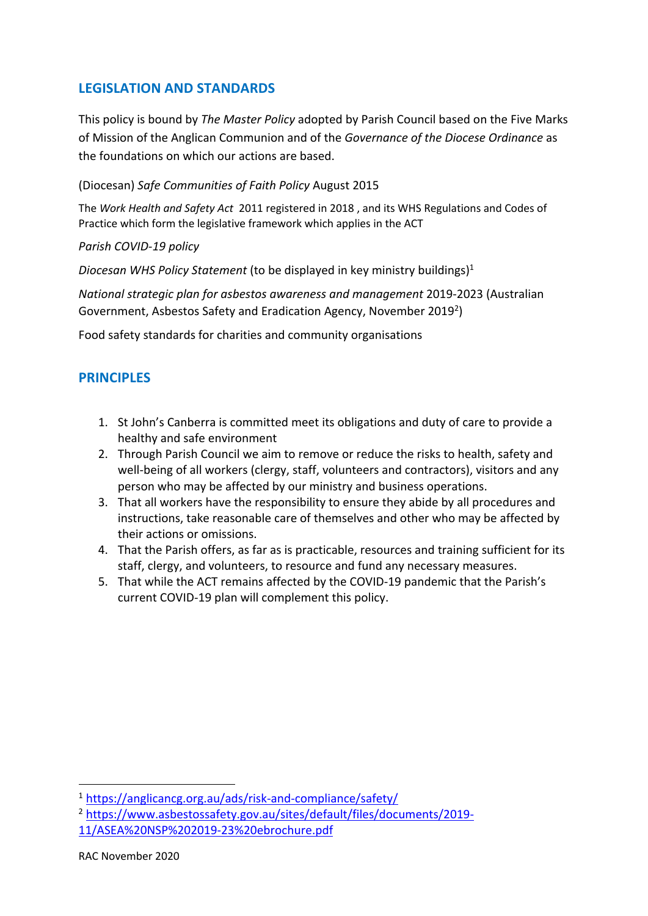## LEGISLATION AND STANDARDS

This policy is bound by *The Master Policy* adopted by Parish Council based on the Five Marks of Mission of the Anglican Communion and of the *Governance of the Diocese Ordinance* as the foundations on which our actions are based.

(Diocesan) *Safe Communities of Faith Policy* August 2015

The *Work Health and Safety Act* 2011 registered in 2018 , and its WHS Regulations and Codes of Practice which form the legislative framework which applies in the ACT

*Parish COVID-19 policy*

*Diocesan WHS Policy Statement* (to be displayed in key ministry buildings)[1]

*National strategic plan for asbestos awareness and management* 2019-2023 (Australian Government, Asbestos Safety and Eradication Agency, November 2019[2])

Food safety standards for charities and community organisations

## PRINCIPLES

1. St John's Canberra is committed meet its obligations and duty of care to provide a healthy and safe environment
2. Through Parish Council we aim to remove or reduce the risks to health, safety and well-being of all workers (clergy, staff, volunteers and contractors), visitors and any person who may be affected by our ministry and business operations.
3. That all workers have the responsibility to ensure they abide by all procedures and instructions, take reasonable care of themselves and other who may be affected by their actions or omissions.
4. That the Parish offers, as far as is practicable, resources and training sufficient for its staff, clergy, and volunteers, to resource and fund any necessary measures.
5. That while the ACT remains affected by the COVID-19 pandemic that the Parish's current COVID-19 plan will complement this policy.

[1] https://anglicancg.org.au/ads/risk-and-compliance/safety/

[2] https://www.asbestossafety.gov.au/sites/default/files/documents/2019-11/ASEA%20NSP%202019-23%20ebrochure.pdf

RAC November 2020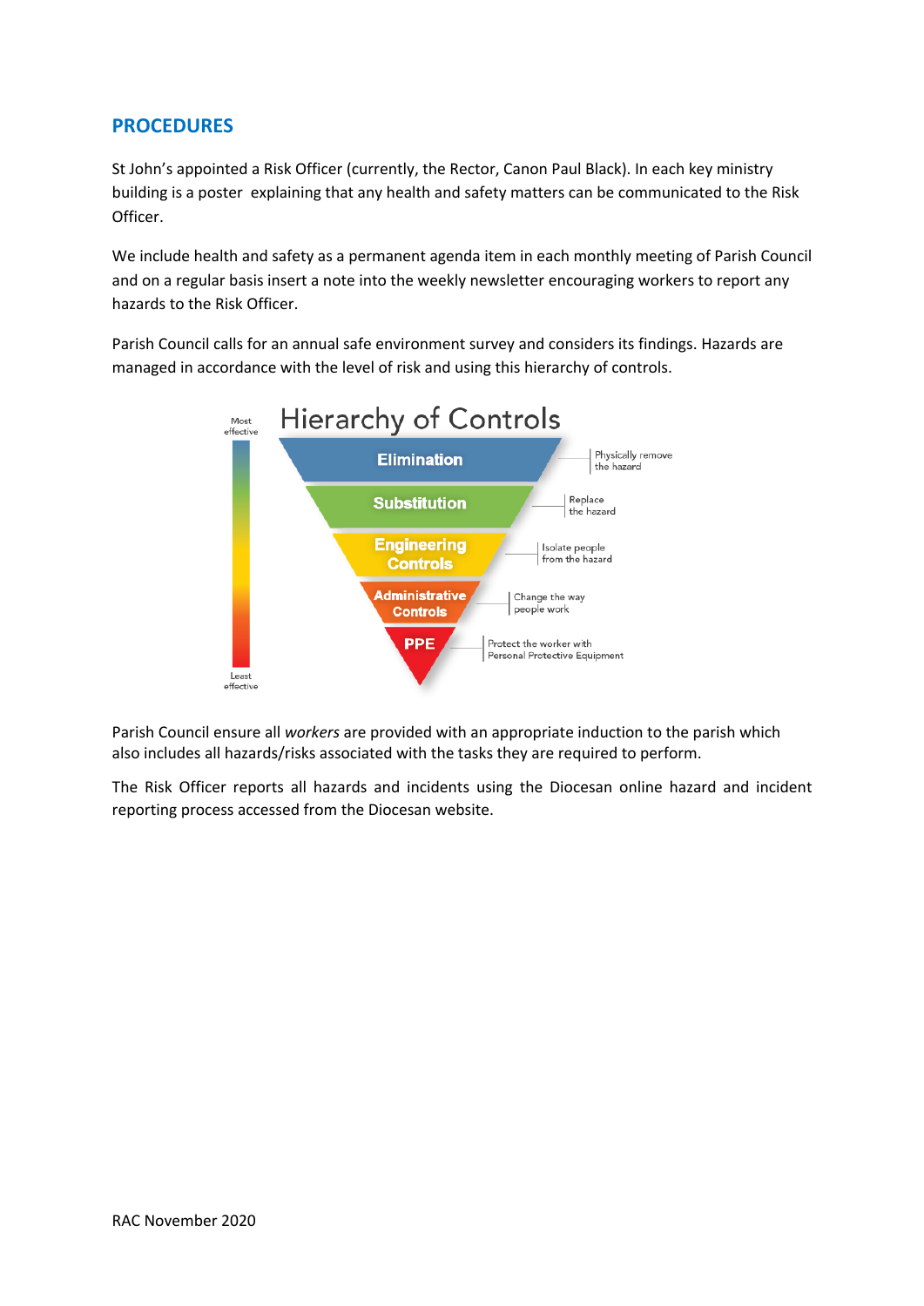## PROCEDURES

St John's appointed a Risk Officer (currently, the Rector, Canon Paul Black). In each key ministry building is a poster explaining that any health and safety matters can be communicated to the Risk Officer.

We include health and safety as a permanent agenda item in each monthly meeting of Parish Council and on a regular basis insert a note into the weekly newsletter encouraging workers to report any hazards to the Risk Officer.

Parish Council calls for an annual safe environment survey and considers its findings. Hazards are managed in accordance with the level of risk and using this hierarchy of controls.

Hierarchy of Controls

Most effective

Elimination — Physically remove the hazard

Substitution — Replace the hazard

Engineering Controls — Isolate people from the hazard

Administrative Controls — Change the way people work

PPE — Protect the worker with Personal Protective Equipment

Least effective

Parish Council ensure all *workers* are provided with an appropriate induction to the parish which also includes all hazards/risks associated with the tasks they are required to perform.

The Risk Officer reports all hazards and incidents using the Diocesan online hazard and incident reporting process accessed from the Diocesan website.

RAC November 2020